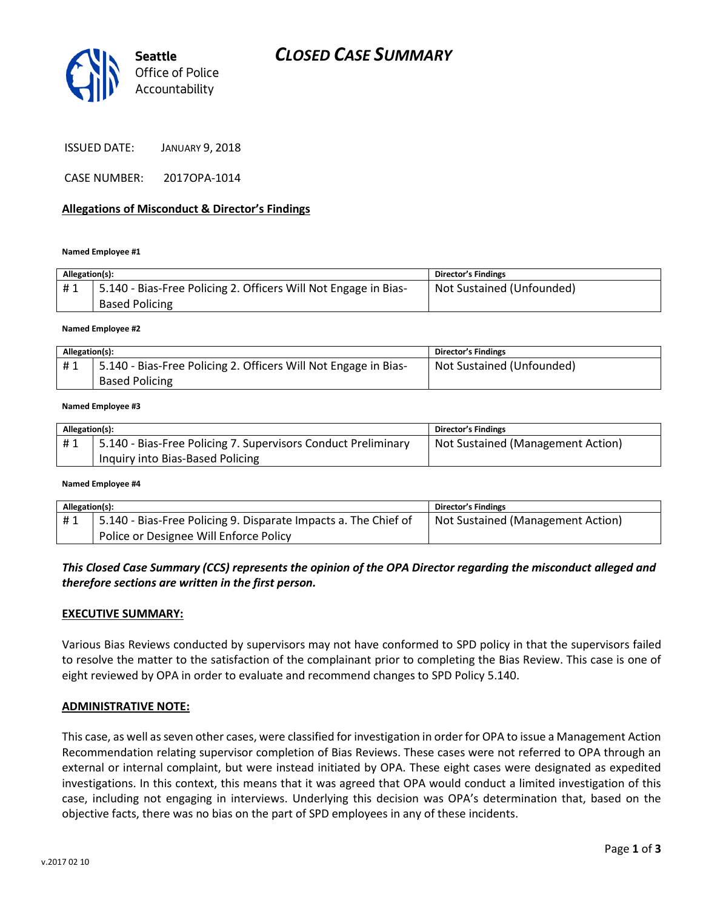Seattle Office of Police Accountability

# CLOSED CASE SUMMARY

ISSUED DATE: JANUARY 9, 2018

CASE NUMBER: 2017OPA-1014

## Allegations of Misconduct & Director's Findings

**Named Employee #1**

| Allegation(s): | | Director's Findings |
|---|---|---|
| # 1 | 5.140 - Bias-Free Policing 2. Officers Will Not Engage in Bias-Based Policing | Not Sustained (Unfounded) |

**Named Employee #2**

| Allegation(s): | | Director's Findings |
|---|---|---|
| # 1 | 5.140 - Bias-Free Policing 2. Officers Will Not Engage in Bias-Based Policing | Not Sustained (Unfounded) |

**Named Employee #3**

| Allegation(s): | | Director's Findings |
|---|---|---|
| # 1 | 5.140 - Bias-Free Policing 7. Supervisors Conduct Preliminary Inquiry into Bias-Based Policing | Not Sustained (Management Action) |

**Named Employee #4**

| Allegation(s): | | Director's Findings |
|---|---|---|
| # 1 | 5.140 - Bias-Free Policing 9. Disparate Impacts a. The Chief of Police or Designee Will Enforce Policy | Not Sustained (Management Action) |

***This Closed Case Summary (CCS) represents the opinion of the OPA Director regarding the misconduct alleged and therefore sections are written in the first person.***

### EXECUTIVE SUMMARY:

Various Bias Reviews conducted by supervisors may not have conformed to SPD policy in that the supervisors failed to resolve the matter to the satisfaction of the complainant prior to completing the Bias Review. This case is one of eight reviewed by OPA in order to evaluate and recommend changes to SPD Policy 5.140.

### ADMINISTRATIVE NOTE:

This case, as well as seven other cases, were classified for investigation in order for OPA to issue a Management Action Recommendation relating supervisor completion of Bias Reviews. These cases were not referred to OPA through an external or internal complaint, but were instead initiated by OPA. These eight cases were designated as expedited investigations. In this context, this means that it was agreed that OPA would conduct a limited investigation of this case, including not engaging in interviews. Underlying this decision was OPA's determination that, based on the objective facts, there was no bias on the part of SPD employees in any of these incidents.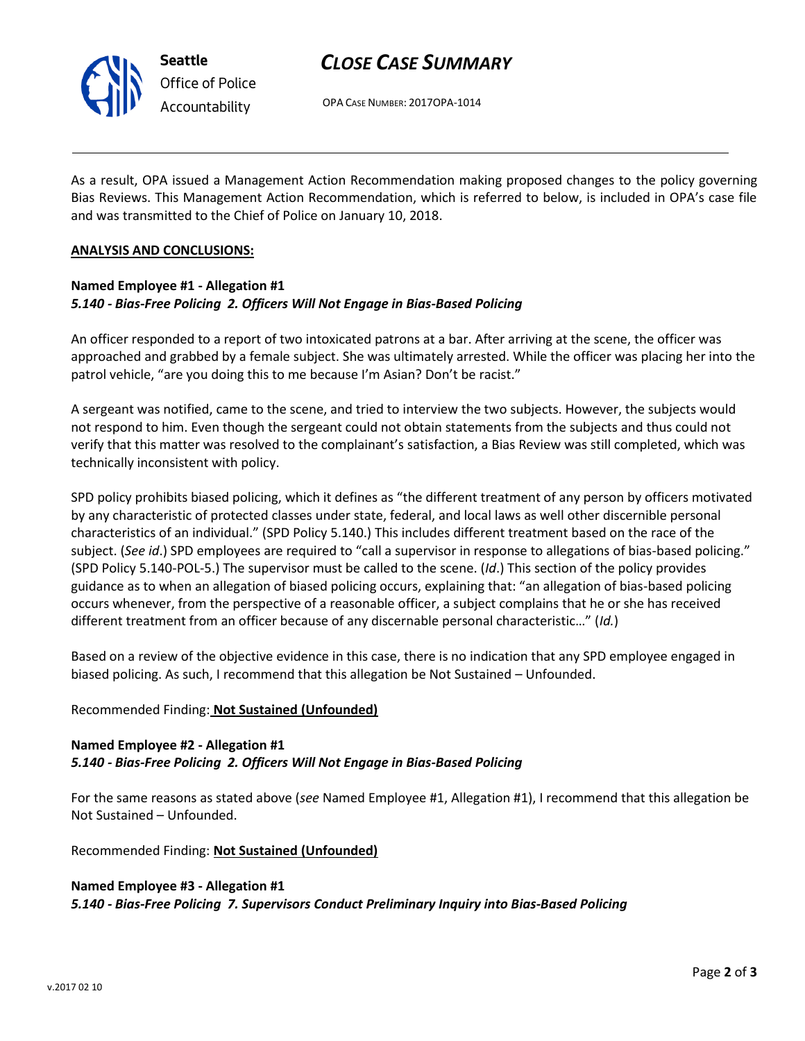As a result, OPA issued a Management Action Recommendation making proposed changes to the policy governing Bias Reviews. This Management Action Recommendation, which is referred to below, is included in OPA's case file and was transmitted to the Chief of Police on January 10, 2018.

**ANALYSIS AND CONCLUSIONS:**

**Named Employee #1 - Allegation #1**
***5.140 - Bias-Free Policing 2. Officers Will Not Engage in Bias-Based Policing***

An officer responded to a report of two intoxicated patrons at a bar. After arriving at the scene, the officer was approached and grabbed by a female subject. She was ultimately arrested. While the officer was placing her into the patrol vehicle, "are you doing this to me because I'm Asian? Don't be racist."

A sergeant was notified, came to the scene, and tried to interview the two subjects. However, the subjects would not respond to him. Even though the sergeant could not obtain statements from the subjects and thus could not verify that this matter was resolved to the complainant's satisfaction, a Bias Review was still completed, which was technically inconsistent with policy.

SPD policy prohibits biased policing, which it defines as "the different treatment of any person by officers motivated by any characteristic of protected classes under state, federal, and local laws as well other discernible personal characteristics of an individual." (SPD Policy 5.140.) This includes different treatment based on the race of the subject. (*See id*.) SPD employees are required to "call a supervisor in response to allegations of bias-based policing." (SPD Policy 5.140-POL-5.) The supervisor must be called to the scene. (*Id*.) This section of the policy provides guidance as to when an allegation of biased policing occurs, explaining that: "an allegation of bias-based policing occurs whenever, from the perspective of a reasonable officer, a subject complains that he or she has received different treatment from an officer because of any discernable personal characteristic…" (*Id.*)

Based on a review of the objective evidence in this case, there is no indication that any SPD employee engaged in biased policing. As such, I recommend that this allegation be Not Sustained – Unfounded.

Recommended Finding: **Not Sustained (Unfounded)**

**Named Employee #2 - Allegation #1**
***5.140 - Bias-Free Policing 2. Officers Will Not Engage in Bias-Based Policing***

For the same reasons as stated above (*see* Named Employee #1, Allegation #1), I recommend that this allegation be Not Sustained – Unfounded.

Recommended Finding: **Not Sustained (Unfounded)**

**Named Employee #3 - Allegation #1**
***5.140 - Bias-Free Policing 7. Supervisors Conduct Preliminary Inquiry into Bias-Based Policing***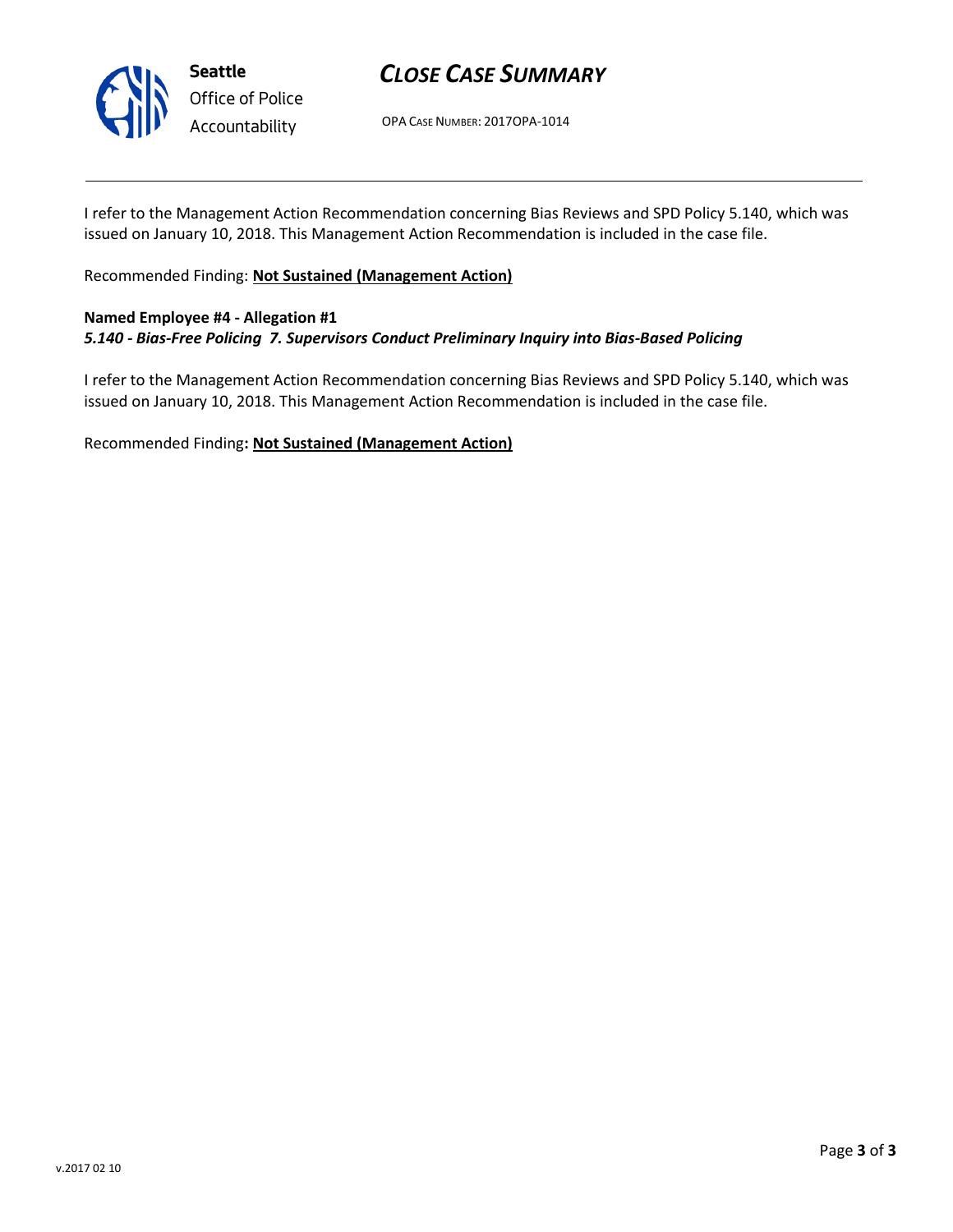I refer to the Management Action Recommendation concerning Bias Reviews and SPD Policy 5.140, which was issued on January 10, 2018. This Management Action Recommendation is included in the case file.

Recommended Finding: **Not Sustained (Management Action)**

**Named Employee #4 - Allegation #1**
***5.140 - Bias-Free Policing 7. Supervisors Conduct Preliminary Inquiry into Bias-Based Policing***

I refer to the Management Action Recommendation concerning Bias Reviews and SPD Policy 5.140, which was issued on January 10, 2018. This Management Action Recommendation is included in the case file.

Recommended Finding**: Not Sustained (Management Action)**